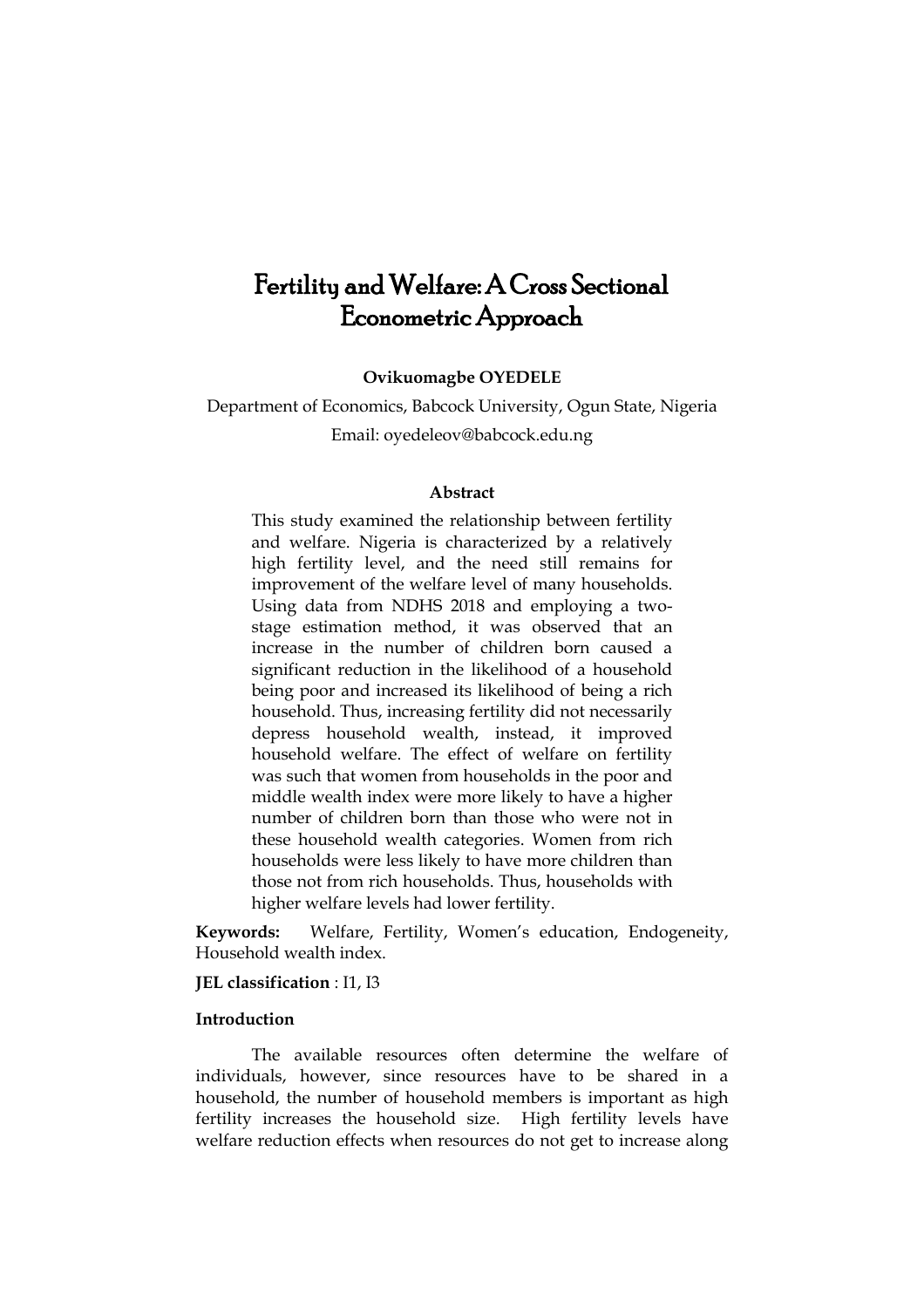# Fertility and Welfare: A Cross Sectional Econometric Approach

**Ovikuomagbe OYEDELE**

Department of Economics, Babcock University, Ogun State, Nigeria

Email: oyedeleov@babcock.edu.ng

### Abstract

This study examined the relationship between fertility and welfare. Nigeria is characterized by a relatively high fertility level, and the need still remains for improvement of the welfare level of many households. Using data from NDHS 2018 and employing a two-stage estimation method, it was observed that an increase in the number of children born caused a significant reduction in the likelihood of a household being poor and increased its likelihood of being a rich household. Thus, increasing fertility did not necessarily depress household wealth, instead, it improved household welfare. The effect of welfare on fertility was such that women from households in the poor and middle wealth index were more likely to have a higher number of children born than those who were not in these household wealth categories. Women from rich households were less likely to have more children than those not from rich households. Thus, households with higher welfare levels had lower fertility.

**Keywords:** Welfare, Fertility, Women's education, Endogeneity, Household wealth index.

**JEL classification** : I1, I3

### Introduction

The available resources often determine the welfare of individuals, however, since resources have to be shared in a household, the number of household members is important as high fertility increases the household size. High fertility levels have welfare reduction effects when resources do not get to increase along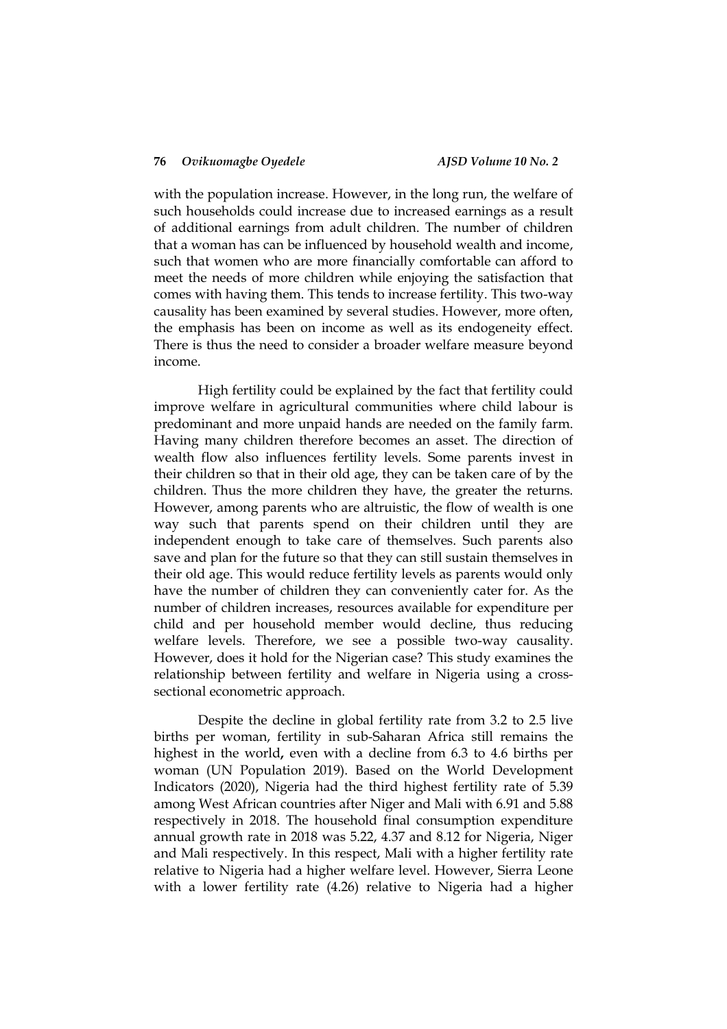with the population increase. However, in the long run, the welfare of such households could increase due to increased earnings as a result of additional earnings from adult children. The number of children that a woman has can be influenced by household wealth and income, such that women who are more financially comfortable can afford to meet the needs of more children while enjoying the satisfaction that comes with having them. This tends to increase fertility. This two-way causality has been examined by several studies. However, more often, the emphasis has been on income as well as its endogeneity effect. There is thus the need to consider a broader welfare measure beyond income.

High fertility could be explained by the fact that fertility could improve welfare in agricultural communities where child labour is predominant and more unpaid hands are needed on the family farm. Having many children therefore becomes an asset. The direction of wealth flow also influences fertility levels. Some parents invest in their children so that in their old age, they can be taken care of by the children. Thus the more children they have, the greater the returns. However, among parents who are altruistic, the flow of wealth is one way such that parents spend on their children until they are independent enough to take care of themselves. Such parents also save and plan for the future so that they can still sustain themselves in their old age. This would reduce fertility levels as parents would only have the number of children they can conveniently cater for. As the number of children increases, resources available for expenditure per child and per household member would decline, thus reducing welfare levels. Therefore, we see a possible two-way causality. However, does it hold for the Nigerian case? This study examines the relationship between fertility and welfare in Nigeria using a cross-sectional econometric approach.

Despite the decline in global fertility rate from 3.2 to 2.5 live births per woman, fertility in sub-Saharan Africa still remains the highest in the world**,** even with a decline from 6.3 to 4.6 births per woman (UN Population 2019). Based on the World Development Indicators (2020), Nigeria had the third highest fertility rate of 5.39 among West African countries after Niger and Mali with 6.91 and 5.88 respectively in 2018. The household final consumption expenditure annual growth rate in 2018 was 5.22, 4.37 and 8.12 for Nigeria, Niger and Mali respectively. In this respect, Mali with a higher fertility rate relative to Nigeria had a higher welfare level. However, Sierra Leone with a lower fertility rate (4.26) relative to Nigeria had a higher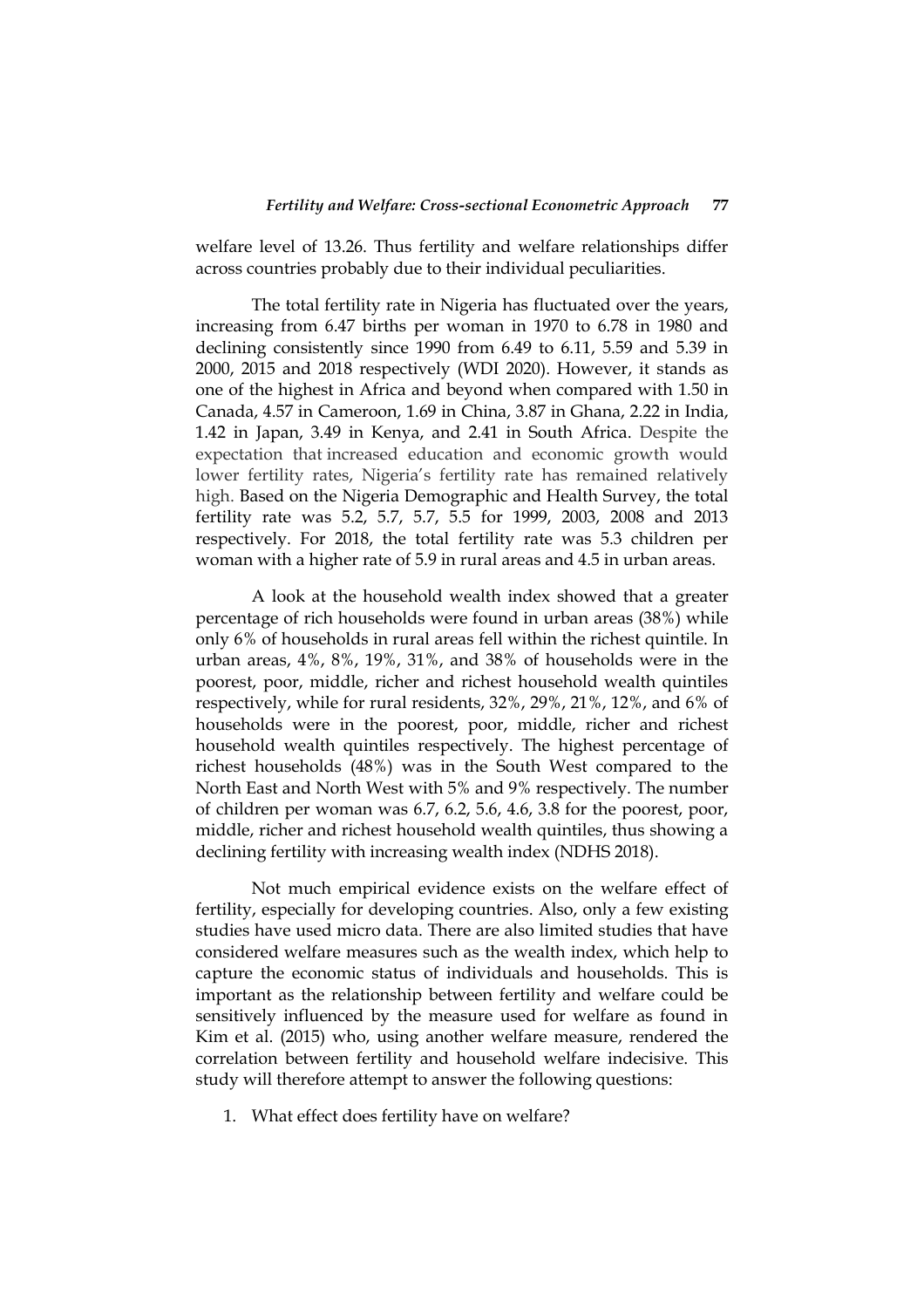welfare level of 13.26. Thus fertility and welfare relationships differ across countries probably due to their individual peculiarities.

The total fertility rate in Nigeria has fluctuated over the years, increasing from 6.47 births per woman in 1970 to 6.78 in 1980 and declining consistently since 1990 from 6.49 to 6.11, 5.59 and 5.39 in 2000, 2015 and 2018 respectively (WDI 2020). However, it stands as one of the highest in Africa and beyond when compared with 1.50 in Canada, 4.57 in Cameroon, 1.69 in China, 3.87 in Ghana, 2.22 in India, 1.42 in Japan, 3.49 in Kenya, and 2.41 in South Africa. Despite the expectation that increased education and economic growth would lower fertility rates, Nigeria's fertility rate has remained relatively high. Based on the Nigeria Demographic and Health Survey, the total fertility rate was 5.2, 5.7, 5.7, 5.5 for 1999, 2003, 2008 and 2013 respectively. For 2018, the total fertility rate was 5.3 children per woman with a higher rate of 5.9 in rural areas and 4.5 in urban areas.

A look at the household wealth index showed that a greater percentage of rich households were found in urban areas (38%) while only 6% of households in rural areas fell within the richest quintile. In urban areas, 4%, 8%, 19%, 31%, and 38% of households were in the poorest, poor, middle, richer and richest household wealth quintiles respectively, while for rural residents, 32%, 29%, 21%, 12%, and 6% of households were in the poorest, poor, middle, richer and richest household wealth quintiles respectively. The highest percentage of richest households (48%) was in the South West compared to the North East and North West with 5% and 9% respectively. The number of children per woman was 6.7, 6.2, 5.6, 4.6, 3.8 for the poorest, poor, middle, richer and richest household wealth quintiles, thus showing a declining fertility with increasing wealth index (NDHS 2018).

Not much empirical evidence exists on the welfare effect of fertility, especially for developing countries. Also, only a few existing studies have used micro data. There are also limited studies that have considered welfare measures such as the wealth index, which help to capture the economic status of individuals and households. This is important as the relationship between fertility and welfare could be sensitively influenced by the measure used for welfare as found in Kim et al. (2015) who, using another welfare measure, rendered the correlation between fertility and household welfare indecisive. This study will therefore attempt to answer the following questions:

1. What effect does fertility have on welfare?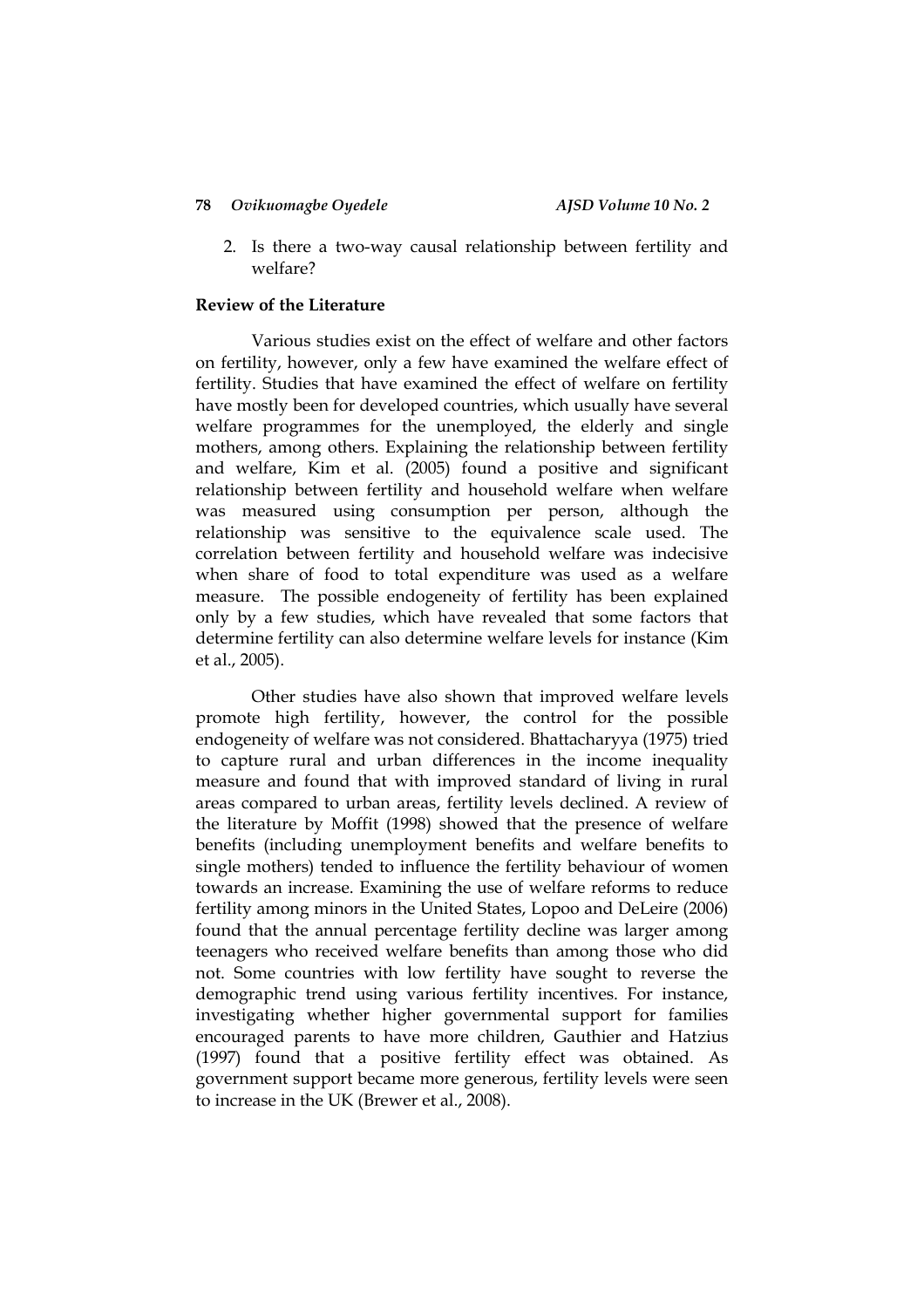2. Is there a two-way causal relationship between fertility and welfare?

## Review of the Literature

Various studies exist on the effect of welfare and other factors on fertility, however, only a few have examined the welfare effect of fertility. Studies that have examined the effect of welfare on fertility have mostly been for developed countries, which usually have several welfare programmes for the unemployed, the elderly and single mothers, among others. Explaining the relationship between fertility and welfare, Kim et al. (2005) found a positive and significant relationship between fertility and household welfare when welfare was measured using consumption per person, although the relationship was sensitive to the equivalence scale used. The correlation between fertility and household welfare was indecisive when share of food to total expenditure was used as a welfare measure. The possible endogeneity of fertility has been explained only by a few studies, which have revealed that some factors that determine fertility can also determine welfare levels for instance (Kim et al., 2005).

Other studies have also shown that improved welfare levels promote high fertility, however, the control for the possible endogeneity of welfare was not considered. Bhattacharyya (1975) tried to capture rural and urban differences in the income inequality measure and found that with improved standard of living in rural areas compared to urban areas, fertility levels declined. A review of the literature by Moffit (1998) showed that the presence of welfare benefits (including unemployment benefits and welfare benefits to single mothers) tended to influence the fertility behaviour of women towards an increase. Examining the use of welfare reforms to reduce fertility among minors in the United States, Lopoo and DeLeire (2006) found that the annual percentage fertility decline was larger among teenagers who received welfare benefits than among those who did not. Some countries with low fertility have sought to reverse the demographic trend using various fertility incentives. For instance, investigating whether higher governmental support for families encouraged parents to have more children, Gauthier and Hatzius (1997) found that a positive fertility effect was obtained. As government support became more generous, fertility levels were seen to increase in the UK (Brewer et al., 2008).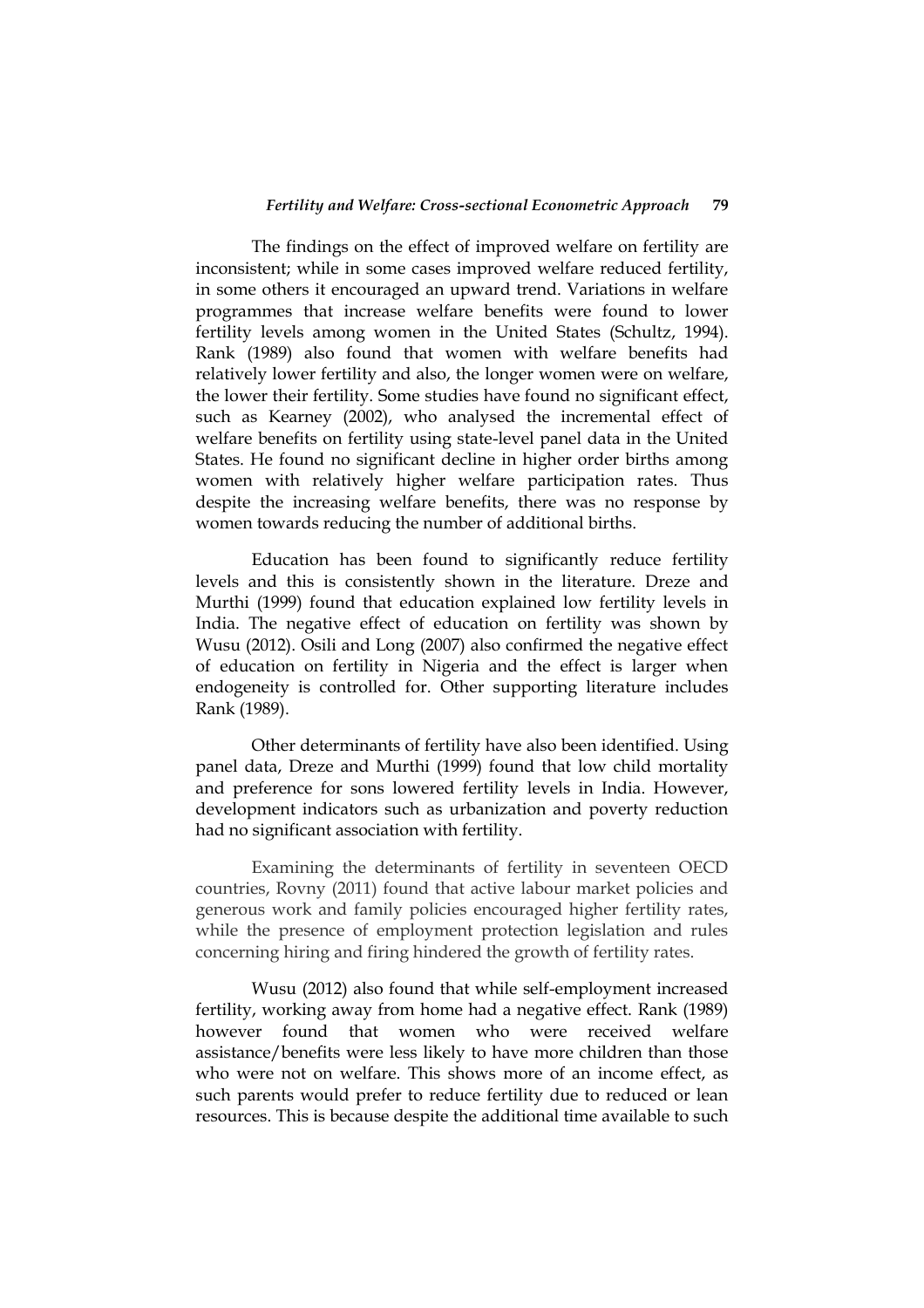The findings on the effect of improved welfare on fertility are inconsistent; while in some cases improved welfare reduced fertility, in some others it encouraged an upward trend. Variations in welfare programmes that increase welfare benefits were found to lower fertility levels among women in the United States (Schultz, 1994). Rank (1989) also found that women with welfare benefits had relatively lower fertility and also, the longer women were on welfare, the lower their fertility. Some studies have found no significant effect, such as Kearney (2002), who analysed the incremental effect of welfare benefits on fertility using state-level panel data in the United States. He found no significant decline in higher order births among women with relatively higher welfare participation rates. Thus despite the increasing welfare benefits, there was no response by women towards reducing the number of additional births.

Education has been found to significantly reduce fertility levels and this is consistently shown in the literature. Dreze and Murthi (1999) found that education explained low fertility levels in India. The negative effect of education on fertility was shown by Wusu (2012). Osili and Long (2007) also confirmed the negative effect of education on fertility in Nigeria and the effect is larger when endogeneity is controlled for. Other supporting literature includes Rank (1989).

Other determinants of fertility have also been identified. Using panel data, Dreze and Murthi (1999) found that low child mortality and preference for sons lowered fertility levels in India. However, development indicators such as urbanization and poverty reduction had no significant association with fertility.

Examining the determinants of fertility in seventeen OECD countries, Rovny (2011) found that active labour market policies and generous work and family policies encouraged higher fertility rates, while the presence of employment protection legislation and rules concerning hiring and firing hindered the growth of fertility rates.

Wusu (2012) also found that while self-employment increased fertility, working away from home had a negative effect. Rank (1989) however found that women who were received welfare assistance/benefits were less likely to have more children than those who were not on welfare. This shows more of an income effect, as such parents would prefer to reduce fertility due to reduced or lean resources. This is because despite the additional time available to such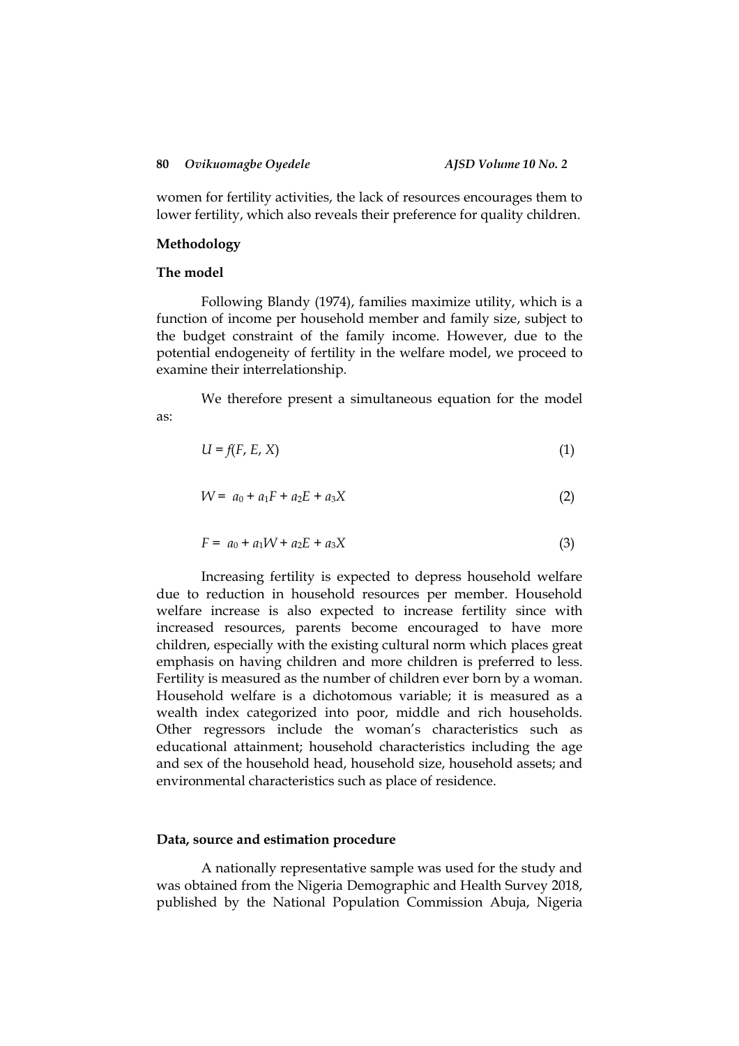women for fertility activities, the lack of resources encourages them to lower fertility, which also reveals their preference for quality children.

## Methodology

### The model

Following Blandy (1974), families maximize utility, which is a function of income per household member and family size, subject to the budget constraint of the family income. However, due to the potential endogeneity of fertility in the welfare model, we proceed to examine their interrelationship.

We therefore present a simultaneous equation for the model as:

$$U = f(F, E, X) \tag{1}$$

$$W = a_0 + a_1F + a_2E + a_3X \tag{2}$$

$$F = a_0 + a_1W + a_2E + a_3X \tag{3}$$

Increasing fertility is expected to depress household welfare due to reduction in household resources per member. Household welfare increase is also expected to increase fertility since with increased resources, parents become encouraged to have more children, especially with the existing cultural norm which places great emphasis on having children and more children is preferred to less. Fertility is measured as the number of children ever born by a woman. Household welfare is a dichotomous variable; it is measured as a wealth index categorized into poor, middle and rich households. Other regressors include the woman's characteristics such as educational attainment; household characteristics including the age and sex of the household head, household size, household assets; and environmental characteristics such as place of residence.

### Data, source and estimation procedure

A nationally representative sample was used for the study and was obtained from the Nigeria Demographic and Health Survey 2018, published by the National Population Commission Abuja, Nigeria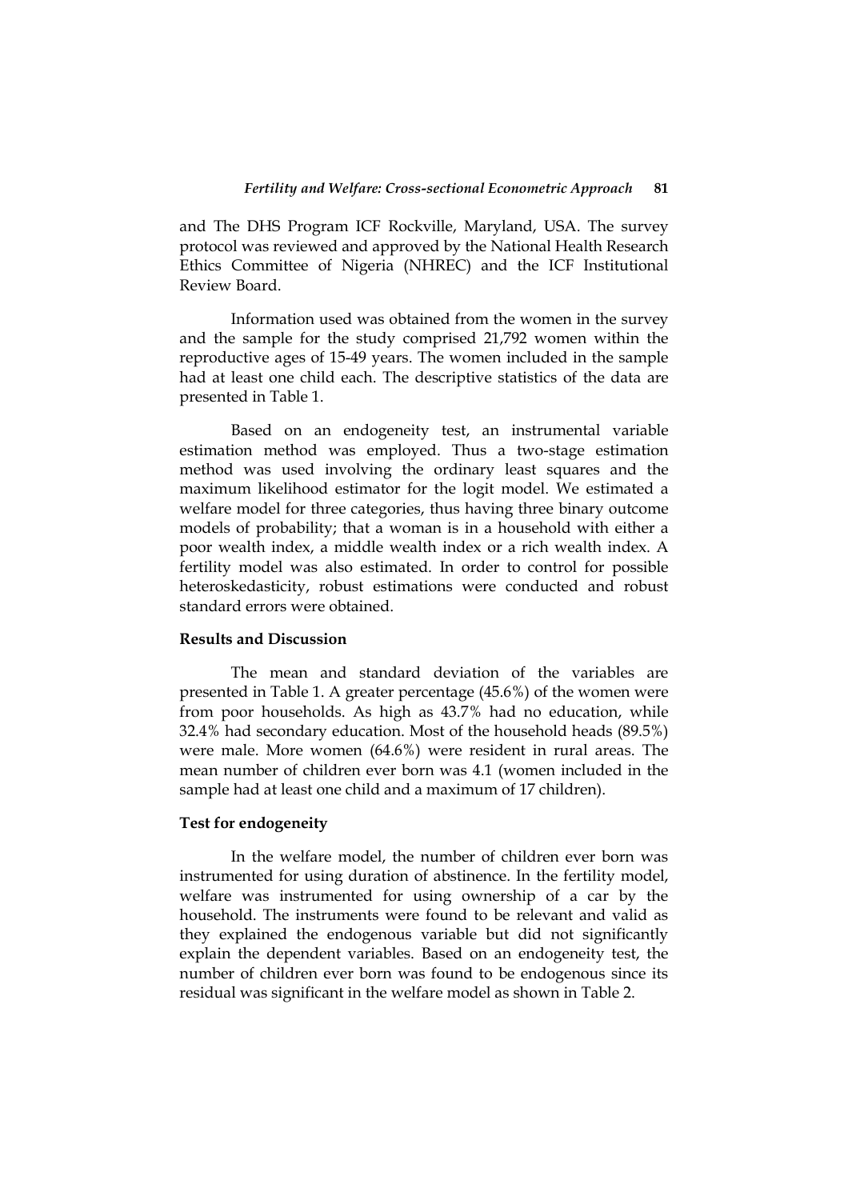and The DHS Program ICF Rockville, Maryland, USA. The survey protocol was reviewed and approved by the National Health Research Ethics Committee of Nigeria (NHREC) and the ICF Institutional Review Board.

Information used was obtained from the women in the survey and the sample for the study comprised 21,792 women within the reproductive ages of 15-49 years. The women included in the sample had at least one child each. The descriptive statistics of the data are presented in Table 1.

Based on an endogeneity test, an instrumental variable estimation method was employed. Thus a two-stage estimation method was used involving the ordinary least squares and the maximum likelihood estimator for the logit model. We estimated a welfare model for three categories, thus having three binary outcome models of probability; that a woman is in a household with either a poor wealth index, a middle wealth index or a rich wealth index. A fertility model was also estimated. In order to control for possible heteroskedasticity, robust estimations were conducted and robust standard errors were obtained.

## Results and Discussion

The mean and standard deviation of the variables are presented in Table 1. A greater percentage (45.6%) of the women were from poor households. As high as 43.7% had no education, while 32.4% had secondary education. Most of the household heads (89.5%) were male. More women (64.6%) were resident in rural areas. The mean number of children ever born was 4.1 (women included in the sample had at least one child and a maximum of 17 children).

### Test for endogeneity

In the welfare model, the number of children ever born was instrumented for using duration of abstinence. In the fertility model, welfare was instrumented for using ownership of a car by the household. The instruments were found to be relevant and valid as they explained the endogenous variable but did not significantly explain the dependent variables. Based on an endogeneity test, the number of children ever born was found to be endogenous since its residual was significant in the welfare model as shown in Table 2.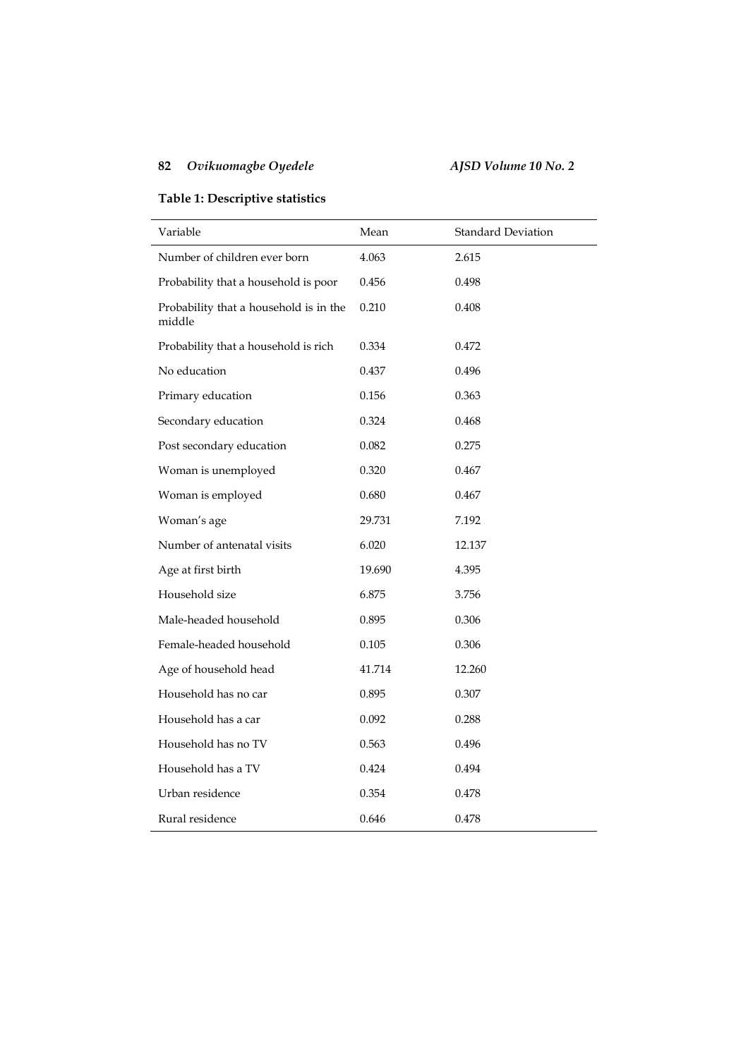**Table 1: Descriptive statistics**

| Variable | Mean | Standard Deviation |
|---|---|---|
| Number of children ever born | 4.063 | 2.615 |
| Probability that a household is poor | 0.456 | 0.498 |
| Probability that a household is in the middle | 0.210 | 0.408 |
| Probability that a household is rich | 0.334 | 0.472 |
| No education | 0.437 | 0.496 |
| Primary education | 0.156 | 0.363 |
| Secondary education | 0.324 | 0.468 |
| Post secondary education | 0.082 | 0.275 |
| Woman is unemployed | 0.320 | 0.467 |
| Woman is employed | 0.680 | 0.467 |
| Woman's age | 29.731 | 7.192 |
| Number of antenatal visits | 6.020 | 12.137 |
| Age at first birth | 19.690 | 4.395 |
| Household size | 6.875 | 3.756 |
| Male-headed household | 0.895 | 0.306 |
| Female-headed household | 0.105 | 0.306 |
| Age of household head | 41.714 | 12.260 |
| Household has no car | 0.895 | 0.307 |
| Household has a car | 0.092 | 0.288 |
| Household has no TV | 0.563 | 0.496 |
| Household has a TV | 0.424 | 0.494 |
| Urban residence | 0.354 | 0.478 |
| Rural residence | 0.646 | 0.478 |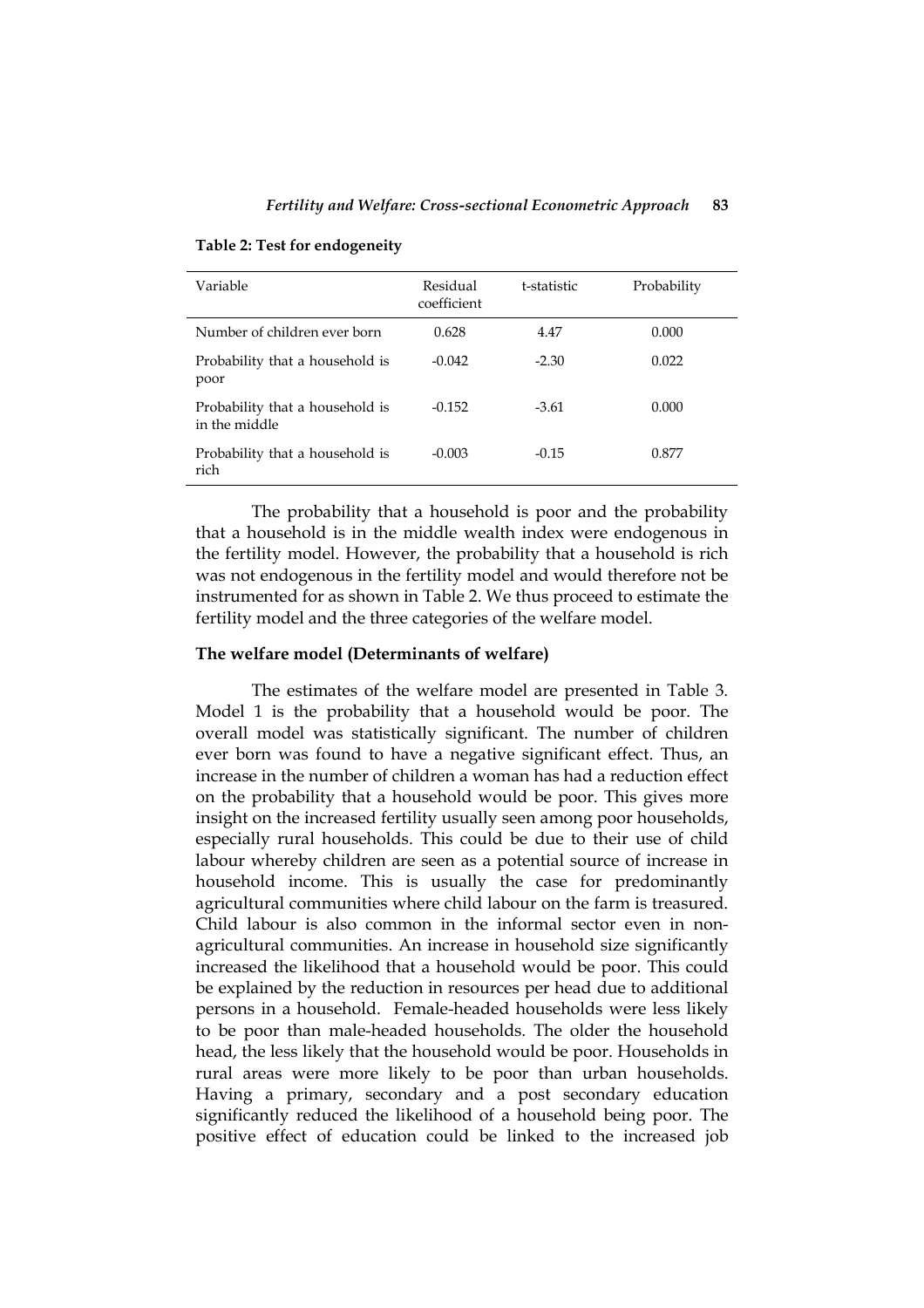**Table 2: Test for endogeneity**

| Variable | Residual coefficient | t-statistic | Probability |
|---|---|---|---|
| Number of children ever born | 0.628 | 4.47 | 0.000 |
| Probability that a household is poor | -0.042 | -2.30 | 0.022 |
| Probability that a household is in the middle | -0.152 | -3.61 | 0.000 |
| Probability that a household is rich | -0.003 | -0.15 | 0.877 |

The probability that a household is poor and the probability that a household is in the middle wealth index were endogenous in the fertility model. However, the probability that a household is rich was not endogenous in the fertility model and would therefore not be instrumented for as shown in Table 2. We thus proceed to estimate the fertility model and the three categories of the welfare model.

### The welfare model (Determinants of welfare)

The estimates of the welfare model are presented in Table 3. Model 1 is the probability that a household would be poor. The overall model was statistically significant. The number of children ever born was found to have a negative significant effect. Thus, an increase in the number of children a woman has had a reduction effect on the probability that a household would be poor. This gives more insight on the increased fertility usually seen among poor households, especially rural households. This could be due to their use of child labour whereby children are seen as a potential source of increase in household income. This is usually the case for predominantly agricultural communities where child labour on the farm is treasured. Child labour is also common in the informal sector even in non-agricultural communities. An increase in household size significantly increased the likelihood that a household would be poor. This could be explained by the reduction in resources per head due to additional persons in a household. Female-headed households were less likely to be poor than male-headed households. The older the household head, the less likely that the household would be poor. Households in rural areas were more likely to be poor than urban households. Having a primary, secondary and a post secondary education significantly reduced the likelihood of a household being poor. The positive effect of education could be linked to the increased job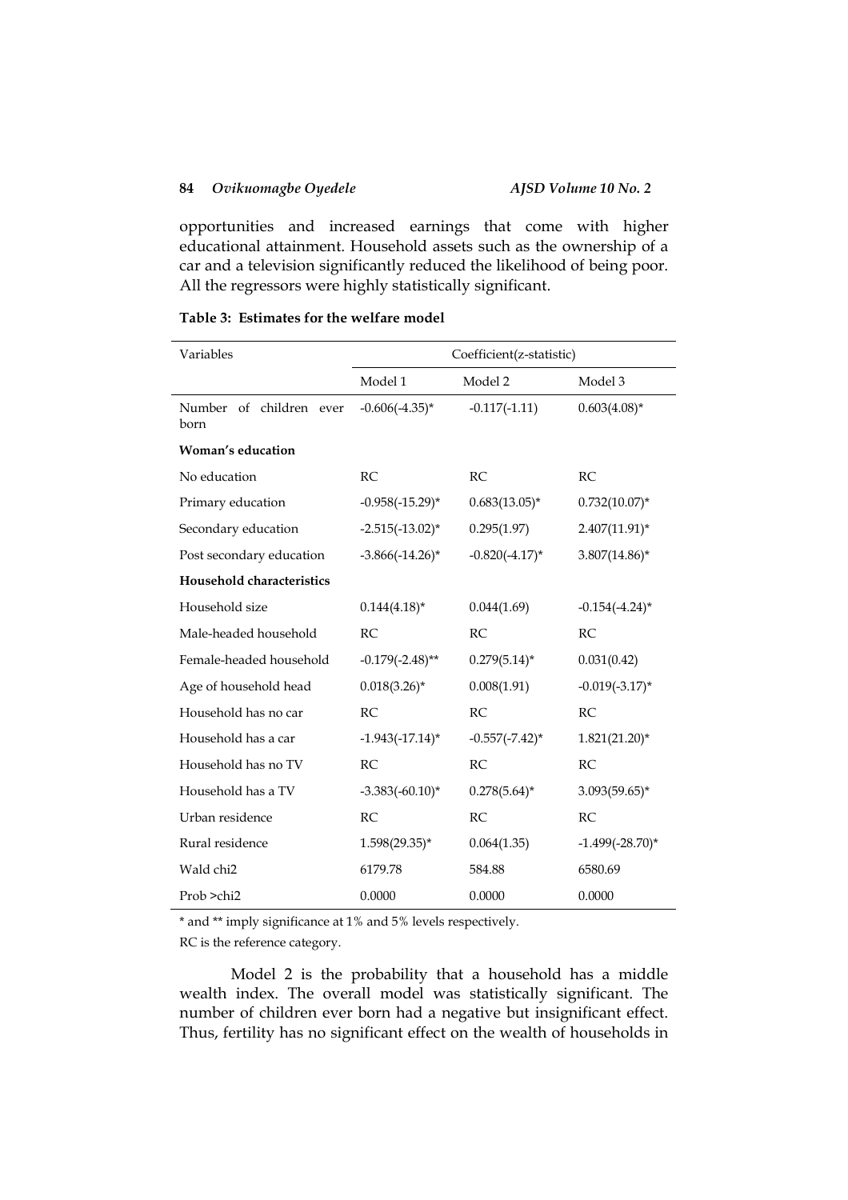opportunities and increased earnings that come with higher educational attainment. Household assets such as the ownership of a car and a television significantly reduced the likelihood of being poor. All the regressors were highly statistically significant.

**Table 3: Estimates for the welfare model**

| Variables | Coefficient(z-statistic) | | |
|---|---|---|---|
| | Model 1 | Model 2 | Model 3 |
| Number of children ever born | -0.606(-4.35)* | -0.117(-1.11) | 0.603(4.08)* |
| **Woman's education** | | | |
| No education | RC | RC | RC |
| Primary education | -0.958(-15.29)* | 0.683(13.05)* | 0.732(10.07)* |
| Secondary education | -2.515(-13.02)* | 0.295(1.97) | 2.407(11.91)* |
| Post secondary education | -3.866(-14.26)* | -0.820(-4.17)* | 3.807(14.86)* |
| **Household characteristics** | | | |
| Household size | 0.144(4.18)* | 0.044(1.69) | -0.154(-4.24)* |
| Male-headed household | RC | RC | RC |
| Female-headed household | -0.179(-2.48)** | 0.279(5.14)* | 0.031(0.42) |
| Age of household head | 0.018(3.26)* | 0.008(1.91) | -0.019(-3.17)* |
| Household has no car | RC | RC | RC |
| Household has a car | -1.943(-17.14)* | -0.557(-7.42)* | 1.821(21.20)* |
| Household has no TV | RC | RC | RC |
| Household has a TV | -3.383(-60.10)* | 0.278(5.64)* | 3.093(59.65)* |
| Urban residence | RC | RC | RC |
| Rural residence | 1.598(29.35)* | 0.064(1.35) | -1.499(-28.70)* |
| Wald chi2 | 6179.78 | 584.88 | 6580.69 |
| Prob >chi2 | 0.0000 | 0.0000 | 0.0000 |

\* and ** imply significance at 1% and 5% levels respectively.

RC is the reference category.

Model 2 is the probability that a household has a middle wealth index. The overall model was statistically significant. The number of children ever born had a negative but insignificant effect. Thus, fertility has no significant effect on the wealth of households in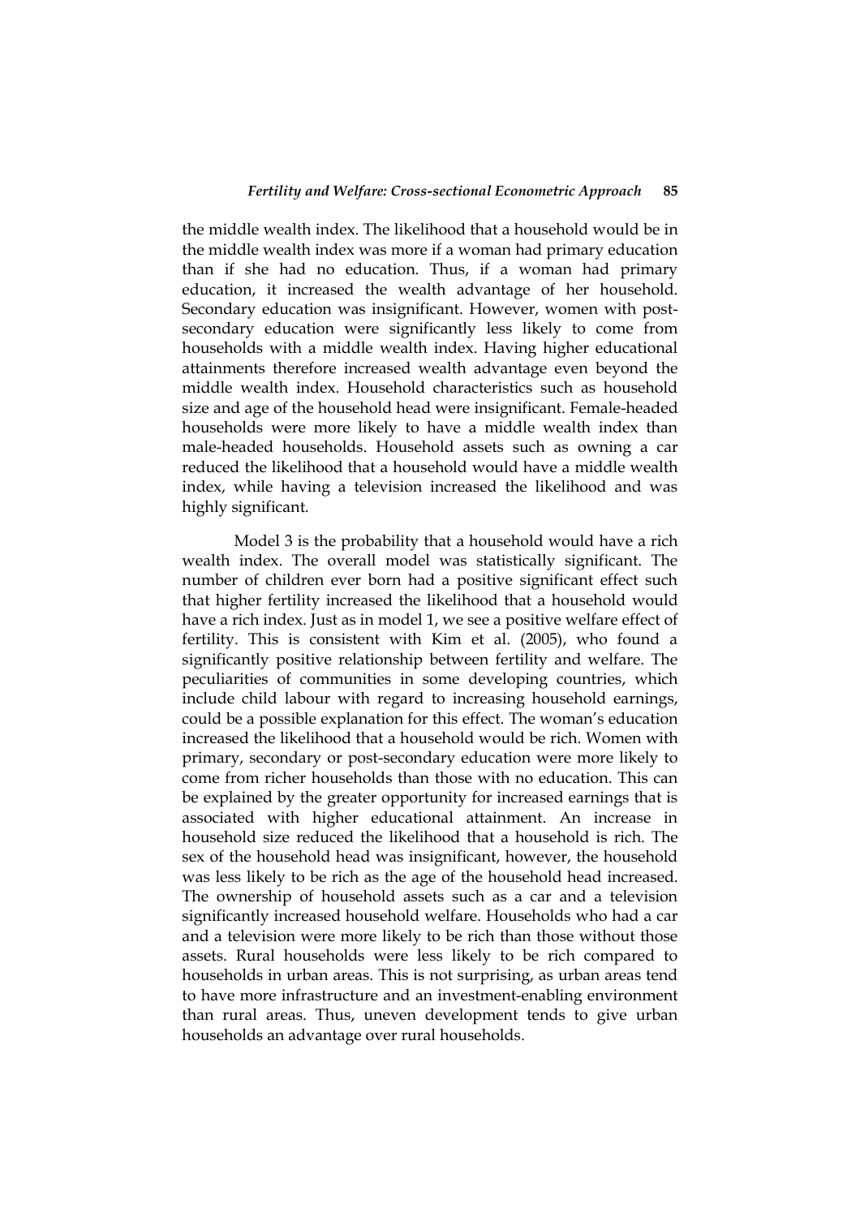the middle wealth index. The likelihood that a household would be in the middle wealth index was more if a woman had primary education than if she had no education. Thus, if a woman had primary education, it increased the wealth advantage of her household. Secondary education was insignificant. However, women with post-secondary education were significantly less likely to come from households with a middle wealth index. Having higher educational attainments therefore increased wealth advantage even beyond the middle wealth index. Household characteristics such as household size and age of the household head were insignificant. Female-headed households were more likely to have a middle wealth index than male-headed households. Household assets such as owning a car reduced the likelihood that a household would have a middle wealth index, while having a television increased the likelihood and was highly significant.

Model 3 is the probability that a household would have a rich wealth index. The overall model was statistically significant. The number of children ever born had a positive significant effect such that higher fertility increased the likelihood that a household would have a rich index. Just as in model 1, we see a positive welfare effect of fertility. This is consistent with Kim et al. (2005), who found a significantly positive relationship between fertility and welfare. The peculiarities of communities in some developing countries, which include child labour with regard to increasing household earnings, could be a possible explanation for this effect. The woman's education increased the likelihood that a household would be rich. Women with primary, secondary or post-secondary education were more likely to come from richer households than those with no education. This can be explained by the greater opportunity for increased earnings that is associated with higher educational attainment. An increase in household size reduced the likelihood that a household is rich. The sex of the household head was insignificant, however, the household was less likely to be rich as the age of the household head increased. The ownership of household assets such as a car and a television significantly increased household welfare. Households who had a car and a television were more likely to be rich than those without those assets. Rural households were less likely to be rich compared to households in urban areas. This is not surprising, as urban areas tend to have more infrastructure and an investment-enabling environment than rural areas. Thus, uneven development tends to give urban households an advantage over rural households.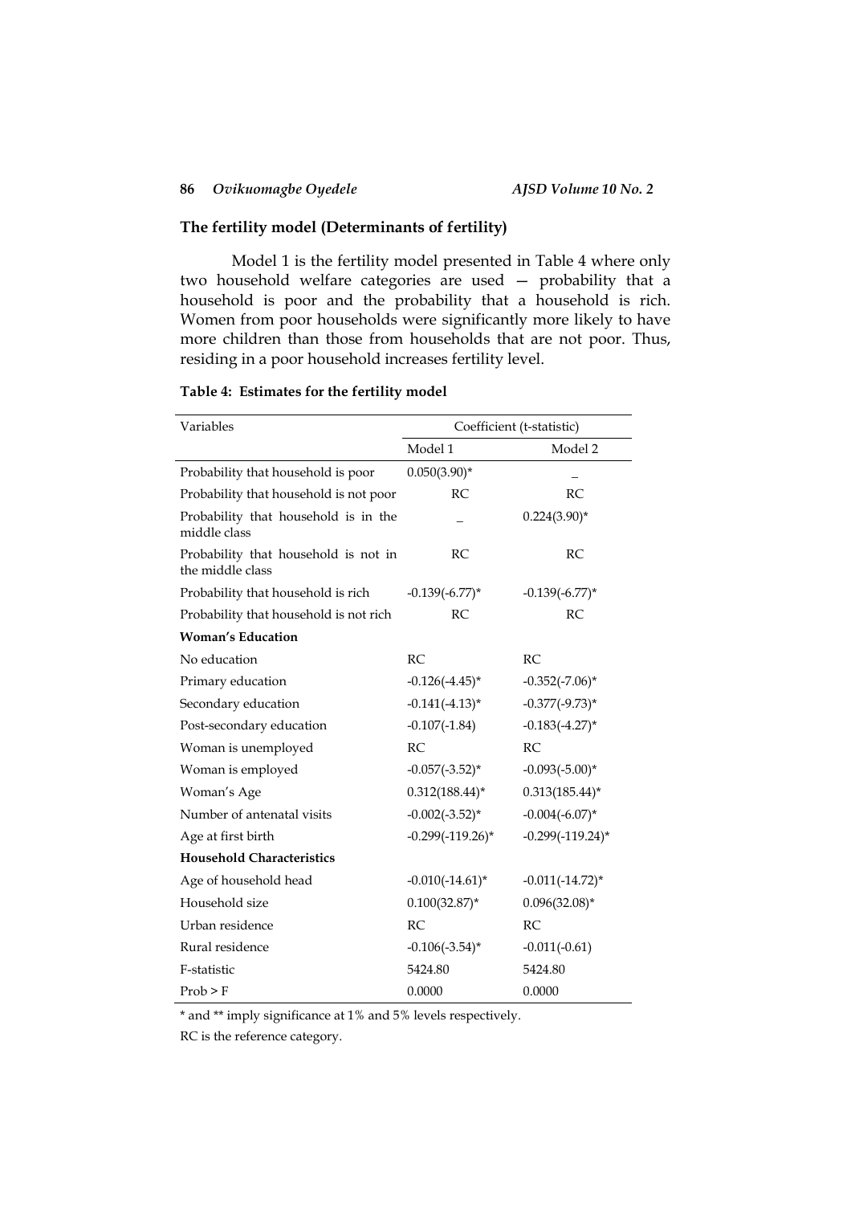### The fertility model (Determinants of fertility)

Model 1 is the fertility model presented in Table 4 where only two household welfare categories are used — probability that a household is poor and the probability that a household is rich. Women from poor households were significantly more likely to have more children than those from households that are not poor. Thus, residing in a poor household increases fertility level.

**Table 4: Estimates for the fertility model**

| Variables | Coefficient (t-statistic) | |
|---|---|---|
| | Model 1 | Model 2 |
| Probability that household is poor | 0.050(3.90)* | _ |
| Probability that household is not poor | RC | RC |
| Probability that household is in the middle class | _ | 0.224(3.90)* |
| Probability that household is not in the middle class | RC | RC |
| Probability that household is rich | -0.139(-6.77)* | -0.139(-6.77)* |
| Probability that household is not rich | RC | RC |
| **Woman's Education** | | |
| No education | RC | RC |
| Primary education | -0.126(-4.45)* | -0.352(-7.06)* |
| Secondary education | -0.141(-4.13)* | -0.377(-9.73)* |
| Post-secondary education | -0.107(-1.84) | -0.183(-4.27)* |
| Woman is unemployed | RC | RC |
| Woman is employed | -0.057(-3.52)* | -0.093(-5.00)* |
| Woman's Age | 0.312(188.44)* | 0.313(185.44)* |
| Number of antenatal visits | -0.002(-3.52)* | -0.004(-6.07)* |
| Age at first birth | -0.299(-119.26)* | -0.299(-119.24)* |
| **Household Characteristics** | | |
| Age of household head | -0.010(-14.61)* | -0.011(-14.72)* |
| Household size | 0.100(32.87)* | 0.096(32.08)* |
| Urban residence | RC | RC |
| Rural residence | -0.106(-3.54)* | -0.011(-0.61) |
| F-statistic | 5424.80 | 5424.80 |
| Prob > F | 0.0000 | 0.0000 |

* and ** imply significance at 1% and 5% levels respectively.

RC is the reference category.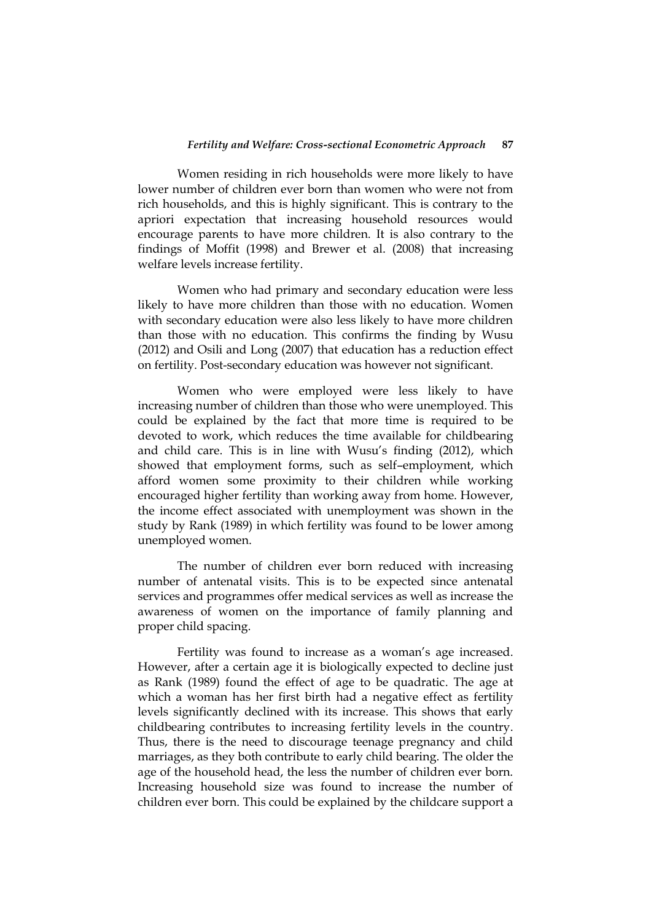Women residing in rich households were more likely to have lower number of children ever born than women who were not from rich households, and this is highly significant. This is contrary to the apriori expectation that increasing household resources would encourage parents to have more children. It is also contrary to the findings of Moffit (1998) and Brewer et al. (2008) that increasing welfare levels increase fertility.

Women who had primary and secondary education were less likely to have more children than those with no education. Women with secondary education were also less likely to have more children than those with no education. This confirms the finding by Wusu (2012) and Osili and Long (2007) that education has a reduction effect on fertility. Post-secondary education was however not significant.

Women who were employed were less likely to have increasing number of children than those who were unemployed. This could be explained by the fact that more time is required to be devoted to work, which reduces the time available for childbearing and child care. This is in line with Wusu's finding (2012), which showed that employment forms, such as self–employment, which afford women some proximity to their children while working encouraged higher fertility than working away from home. However, the income effect associated with unemployment was shown in the study by Rank (1989) in which fertility was found to be lower among unemployed women.

The number of children ever born reduced with increasing number of antenatal visits. This is to be expected since antenatal services and programmes offer medical services as well as increase the awareness of women on the importance of family planning and proper child spacing.

Fertility was found to increase as a woman's age increased. However, after a certain age it is biologically expected to decline just as Rank (1989) found the effect of age to be quadratic. The age at which a woman has her first birth had a negative effect as fertility levels significantly declined with its increase. This shows that early childbearing contributes to increasing fertility levels in the country. Thus, there is the need to discourage teenage pregnancy and child marriages, as they both contribute to early child bearing. The older the age of the household head, the less the number of children ever born. Increasing household size was found to increase the number of children ever born. This could be explained by the childcare support a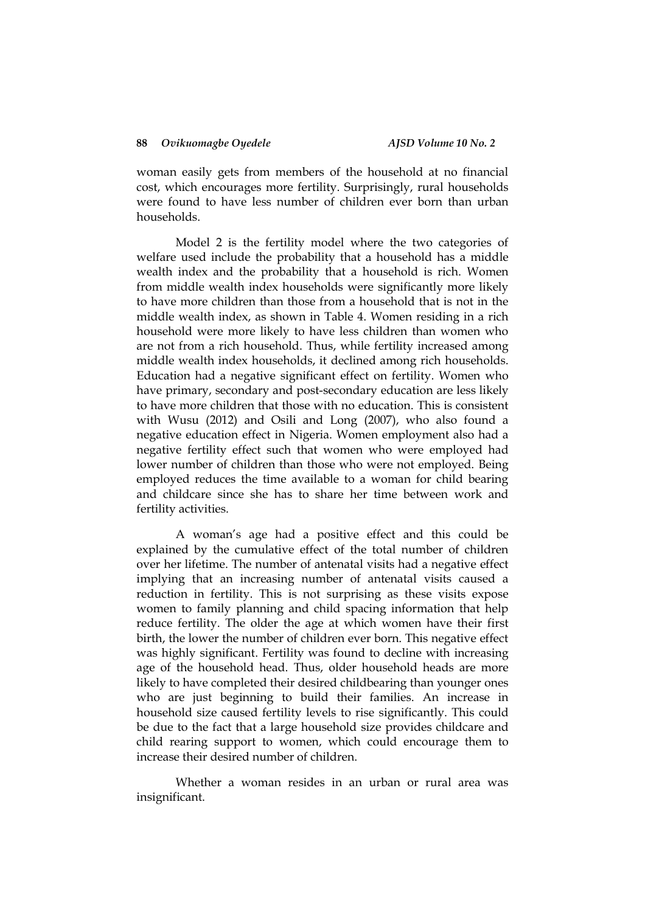woman easily gets from members of the household at no financial cost, which encourages more fertility. Surprisingly, rural households were found to have less number of children ever born than urban households.

Model 2 is the fertility model where the two categories of welfare used include the probability that a household has a middle wealth index and the probability that a household is rich. Women from middle wealth index households were significantly more likely to have more children than those from a household that is not in the middle wealth index, as shown in Table 4. Women residing in a rich household were more likely to have less children than women who are not from a rich household. Thus, while fertility increased among middle wealth index households, it declined among rich households. Education had a negative significant effect on fertility. Women who have primary, secondary and post-secondary education are less likely to have more children that those with no education. This is consistent with Wusu (2012) and Osili and Long (2007), who also found a negative education effect in Nigeria. Women employment also had a negative fertility effect such that women who were employed had lower number of children than those who were not employed. Being employed reduces the time available to a woman for child bearing and childcare since she has to share her time between work and fertility activities.

A woman's age had a positive effect and this could be explained by the cumulative effect of the total number of children over her lifetime. The number of antenatal visits had a negative effect implying that an increasing number of antenatal visits caused a reduction in fertility. This is not surprising as these visits expose women to family planning and child spacing information that help reduce fertility. The older the age at which women have their first birth, the lower the number of children ever born. This negative effect was highly significant. Fertility was found to decline with increasing age of the household head. Thus, older household heads are more likely to have completed their desired childbearing than younger ones who are just beginning to build their families. An increase in household size caused fertility levels to rise significantly. This could be due to the fact that a large household size provides childcare and child rearing support to women, which could encourage them to increase their desired number of children.

Whether a woman resides in an urban or rural area was insignificant.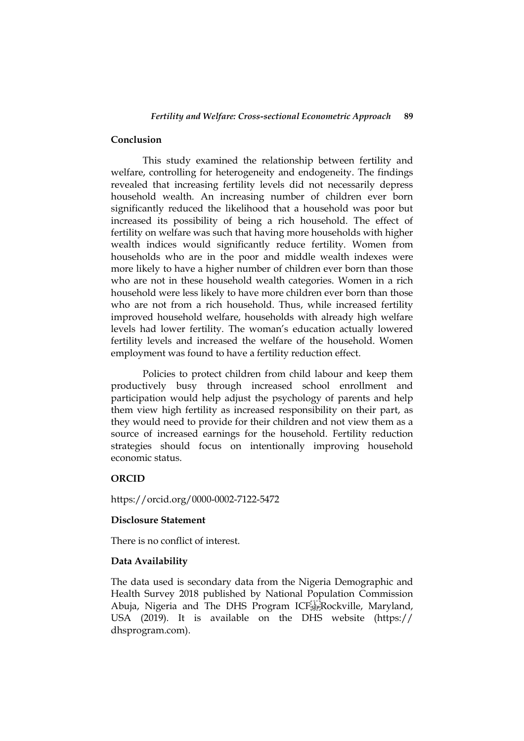## Conclusion

This study examined the relationship between fertility and welfare, controlling for heterogeneity and endogeneity. The findings revealed that increasing fertility levels did not necessarily depress household wealth. An increasing number of children ever born significantly reduced the likelihood that a household was poor but increased its possibility of being a rich household. The effect of fertility on welfare was such that having more households with higher wealth indices would significantly reduce fertility. Women from households who are in the poor and middle wealth indexes were more likely to have a higher number of children ever born than those who are not in these household wealth categories. Women in a rich household were less likely to have more children ever born than those who are not from a rich household. Thus, while increased fertility improved household welfare, households with already high welfare levels had lower fertility. The woman's education actually lowered fertility levels and increased the welfare of the household. Women employment was found to have a fertility reduction effect.

Policies to protect children from child labour and keep them productively busy through increased school enrollment and participation would help adjust the psychology of parents and help them view high fertility as increased responsibility on their part, as they would need to provide for their children and not view them as a source of increased earnings for the household. Fertility reduction strategies should focus on intentionally improving household economic status.

## ORCID

https://orcid.org/0000-0002-7122-5472

## Disclosure Statement

There is no conflict of interest.

## Data Availability

The data used is secondary data from the Nigeria Demographic and Health Survey 2018 published by National Population Commission Abuja, Nigeria and The DHS Program ICF Rockville, Maryland, USA (2019). It is available on the DHS website (https:// dhsprogram.com).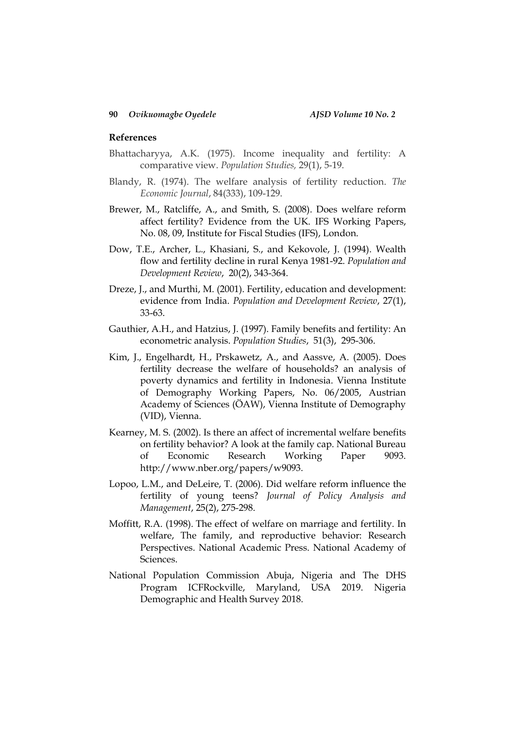## References

Bhattacharyya, A.K. (1975). Income inequality and fertility: A comparative view. *Population Studies,* 29(1), 5-19.

Blandy, R. (1974). The welfare analysis of fertility reduction. *The Economic Journal*, 84(333), 109-129.

Brewer, M., Ratcliffe, A., and Smith, S. (2008). Does welfare reform affect fertility? Evidence from the UK. IFS Working Papers, No. 08, 09, Institute for Fiscal Studies (IFS), London.

Dow, T.E., Archer, L., Khasiani, S., and Kekovole, J. (1994). Wealth flow and fertility decline in rural Kenya 1981-92. *Population and Development Review*, 20(2), 343-364.

Dreze, J., and Murthi, M. (2001). Fertility, education and development: evidence from India. *Population and Development Review*, 27(1), 33-63.

Gauthier, A.H., and Hatzius, J. (1997). Family benefits and fertility: An econometric analysis. *Population Studies*, 51(3), 295-306.

Kim, J., Engelhardt, H., Prskawetz, A., and Aassve, A. (2005). Does fertility decrease the welfare of households? an analysis of poverty dynamics and fertility in Indonesia. Vienna Institute of Demography Working Papers, No. 06/2005, Austrian Academy of Sciences (ÖAW), Vienna Institute of Demography (VID), Vienna.

Kearney, M. S. (2002). Is there an affect of incremental welfare benefits on fertility behavior? A look at the family cap. National Bureau of Economic Research Working Paper 9093. http://www.nber.org/papers/w9093.

Lopoo, L.M., and DeLeire, T. (2006). Did welfare reform influence the fertility of young teens? *Journal of Policy Analysis and Management*, 25(2), 275-298.

Moffitt, R.A. (1998). The effect of welfare on marriage and fertility. In welfare, The family, and reproductive behavior: Research Perspectives. National Academic Press. National Academy of Sciences.

National Population Commission Abuja, Nigeria and The DHS Program ICFRockville, Maryland, USA 2019. Nigeria Demographic and Health Survey 2018.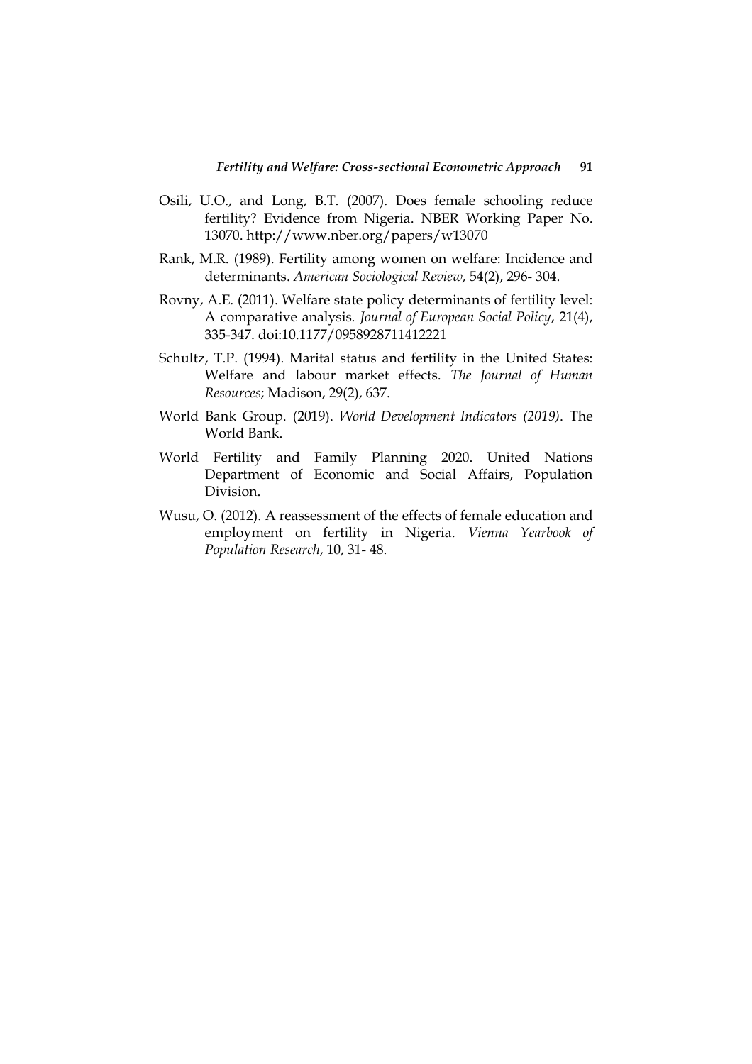Osili, U.O., and Long, B.T. (2007). Does female schooling reduce fertility? Evidence from Nigeria. NBER Working Paper No. 13070. http://www.nber.org/papers/w13070

Rank, M.R. (1989). Fertility among women on welfare: Incidence and determinants. *American Sociological Review,* 54(2), 296- 304.

Rovny, A.E. (2011). Welfare state policy determinants of fertility level: A comparative analysis. *Journal of European Social Policy*, 21(4), 335-347. doi:10.1177/0958928711412221

Schultz, T.P. (1994). Marital status and fertility in the United States: Welfare and labour market effects. *The Journal of Human Resources*; Madison, 29(2), 637.

World Bank Group. (2019). *World Development Indicators (2019)*. The World Bank.

World Fertility and Family Planning 2020. United Nations Department of Economic and Social Affairs, Population Division.

Wusu, O. (2012). A reassessment of the effects of female education and employment on fertility in Nigeria. *Vienna Yearbook of Population Research*, 10, 31- 48.